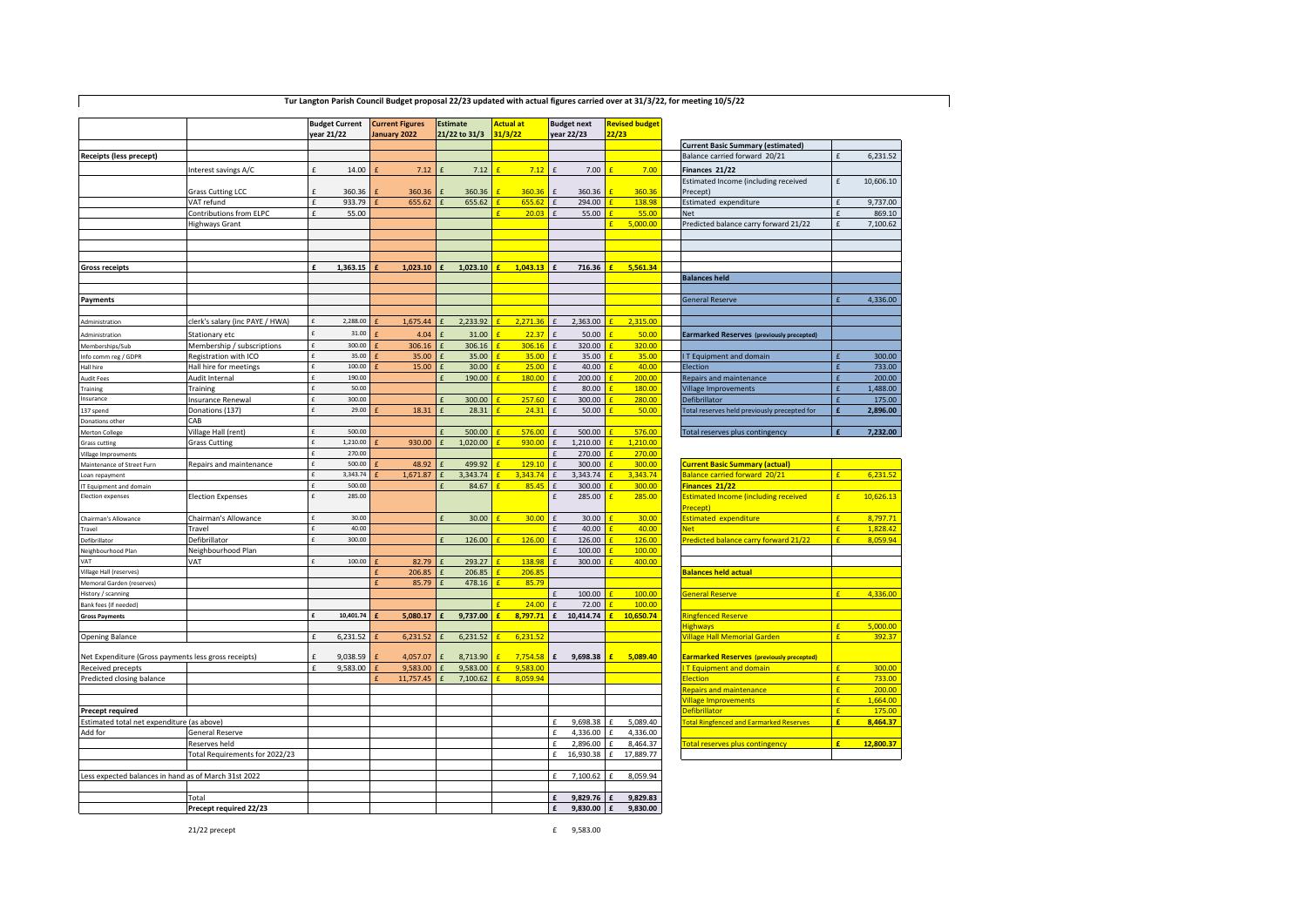# Tur Langton Parish Council Budget proposal 22/23 updated with actual figures carried over at 31/3/22, for meeting 10/5/22

| | | Budget Current year 21/22 | Current Figures January 2022 | Estimate 21/22 to 31/3 | Actual at 31/3/22 | Budget next year 22/23 | Revised budget 22/23 |
|---|---|---|---|---|---|---|---|
| **Receipts (less precept)** | | | | | | | |
| | Interest savings A/C | £ 14.00 | £ 7.12 | £ 7.12 | £ 7.12 | £ 7.00 | £ 7.00 |
| | Grass Cutting LCC | £ 360.36 | £ 360.36 | £ 360.36 | £ 360.36 | £ 360.36 | £ 360.36 |
| | VAT refund | £ 933.79 | £ 655.62 | £ 655.62 | £ 655.62 | £ 294.00 | £ 138.98 |
| | Contributions from ELPC | £ 55.00 | | | £ 20.03 | £ 55.00 | £ 55.00 |
| | Highways Grant | | | | | | £ 5,000.00 |
| **Gross receipts** | | £ 1,363.15 | £ 1,023.10 | £ 1,023.10 | £ 1,043.13 | £ 716.36 | £ 5,561.34 |
| **Payments** | | | | | | | |
| Administration | clerk's salary (inc PAYE / HWA) | £ 2,288.00 | £ 1,675.44 | £ 2,233.92 | £ 2,271.36 | £ 2,363.00 | £ 2,315.00 |
| Administration | Stationary etc | £ 31.00 | £ 4.04 | £ 31.00 | £ 22.37 | £ 50.00 | £ 50.00 |
| Memberships/Sub | Membership / subscriptions | £ 300.00 | £ 306.16 | £ 306.16 | £ 306.16 | £ 320.00 | £ 320.00 |
| Info comm reg / GDPR | Registration with ICO | £ 35.00 | £ 35.00 | £ 35.00 | £ 35.00 | £ 35.00 | £ 35.00 |
| Hall hire | Hall hire for meetings | £ 100.00 | £ 15.00 | £ 30.00 | £ 25.00 | £ 40.00 | £ 40.00 |
| Audit Fees | Audit Internal | £ 190.00 | | £ 190.00 | £ 180.00 | £ 200.00 | £ 200.00 |
| Training | Training | £ 50.00 | | | | £ 80.00 | £ 180.00 |
| Insurance | Insurance Renewal | £ 300.00 | | £ 300.00 | £ 257.60 | £ 300.00 | £ 280.00 |
| 137 spend | Donations (137) | £ 29.00 | £ 18.31 | £ 28.31 | £ 24.31 | £ 50.00 | £ 50.00 |
| Donations other | CAB | | | | | | |
| Merton College | Village Hall (rent) | £ 500.00 | | £ 500.00 | £ 576.00 | £ 500.00 | £ 576.00 |
| Grass cutting | Grass Cutting | £ 1,210.00 | £ 930.00 | £ 1,020.00 | £ 930.00 | £ 1,210.00 | £ 1,210.00 |
| Village Improvments | | £ 270.00 | | | | £ 270.00 | £ 270.00 |
| Maintenance of Street Furn | Repairs and maintenance | £ 500.00 | £ 48.92 | £ 499.92 | £ 129.10 | £ 300.00 | £ 300.00 |
| Loan repayment | | £ 3,343.74 | £ 1,671.87 | £ 3,343.74 | £ 3,343.74 | £ 3,343.74 | £ 3,343.74 |
| IT Equipment and domain | | £ 500.00 | | £ 84.67 | £ 85.45 | £ 300.00 | £ 300.00 |
| Election expenses | Election Expenses | £ 285.00 | | | | £ 285.00 | £ 285.00 |
| Chairman's Allowance | Chairman's Allowance | £ 30.00 | | £ 30.00 | £ 30.00 | £ 30.00 | £ 30.00 |
| Travel | Travel | £ 40.00 | | | | £ 40.00 | £ 40.00 |
| Defibrillator | Defibrillator | £ 300.00 | | £ 126.00 | £ 126.00 | £ 126.00 | £ 126.00 |
| Neighbourhood Plan | Neighbourhood Plan | | | | | £ 100.00 | £ 100.00 |
| VAT | VAT | £ 100.00 | £ 82.79 | £ 293.27 | £ 138.98 | £ 300.00 | £ 400.00 |
| Village Hall (reserves) | | | £ 206.85 | £ 206.85 | £ 206.85 | | |
| Memoral Garden (reserves) | | | £ 85.79 | £ 478.16 | £ 85.79 | | |
| History / scanning | | | | | | £ 100.00 | £ 100.00 |
| Bank fees (if needed) | | | | | £ 24.00 | £ 72.00 | £ 100.00 |
| **Gross Payments** | | £ 10,401.74 | £ 5,080.17 | £ 9,737.00 | £ 8,797.71 | £ 10,414.74 | £ 10,650.74 |
| Opening Balance | | £ 6,231.52 | £ 6,231.52 | £ 6,231.52 | £ 6,231.52 | | |
| Net Expenditure (Gross payments less gross receipts) | | £ 9,038.59 | £ 4,057.07 | £ 8,713.90 | £ 7,754.58 | £ 9,698.38 | £ 5,089.40 |
| Received precepts | | £ 9,583.00 | £ 9,583.00 | £ 9,583.00 | £ 9,583.00 | | |
| Predicted closing balance | | | £ 11,757.45 | £ 7,100.62 | £ 8,059.94 | | |
| **Precept required** | | | | | | | |
| Estimated total net expenditure (as above) | | | | | | £ 9,698.38 | £ 5,089.40 |
| Add for | General Reserve | | | | | £ 4,336.00 | £ 4,336.00 |
| | Reserves held | | | | | £ 2,896.00 | £ 8,464.37 |
| | Total Requirements for 2022/23 | | | | | £ 16,930.38 | £ 17,889.77 |
| Less expected balances in hand as of March 31st 2022 | | | | | | £ 7,100.62 | £ 8,059.94 |
| | Total | | | | | £ 9,829.76 | £ 9,829.83 |
| | **Precept required 22/23** | | | | | £ 9,830.00 | £ 9,830.00 |

21/22 precept £ 9,583.00

| Current Basic Summary (estimated) | |
|---|---|
| Balance carried forward 20/21 | £ 6,231.52 |
| **Finances 21/22** | |
| Estimated Income (including received Precept) | £ 10,606.10 |
| Estimated expenditure | £ 9,737.00 |
| Net | £ 869.10 |
| Predicted balance carry forward 21/22 | £ 7,100.62 |
| **Balances held** | |
| General Reserve | £ 4,336.00 |
| **Earmarked Reserves (previously precepted)** | |
| I T Equipment and domain | £ 300.00 |
| Election | £ 733.00 |
| Repairs and maintenance | £ 200.00 |
| Village Improvements | £ 1,488.00 |
| Defibrillator | £ 175.00 |
| Total reserves held previously precepted for | £ 2,896.00 |
| Total reserves plus contingency | £ 7,232.00 |

| Current Basic Summary (actual) | |
|---|---|
| Balance carried forward 20/21 | £ 6,231.52 |
| **Finances 21/22** | |
| Estimated Income (including received Precept) | £ 10,626.13 |
| Estimated expenditure | £ 8,797.71 |
| Net | £ 1,828.42 |
| Predicted balance carry forward 21/22 | £ 8,059.94 |
| **Balances held actual** | |
| General Reserve | £ 4,336.00 |
| **Ringfenced Reserve** | |
| Highways | £ 5,000.00 |
| Village Hall Memorial Garden | £ 392.37 |
| **Earmarked Reserves (previously precepted)** | |
| I T Equipment and domain | £ 300.00 |
| Election | £ 733.00 |
| Repairs and maintenance | £ 200.00 |
| Village Improvements | £ 1,664.00 |
| Defibrillator | £ 175.00 |
| Total Ringfenced and Earmarked Reserves | £ 8,464.37 |
| Total reserves plus contingency | £ 12,800.37 |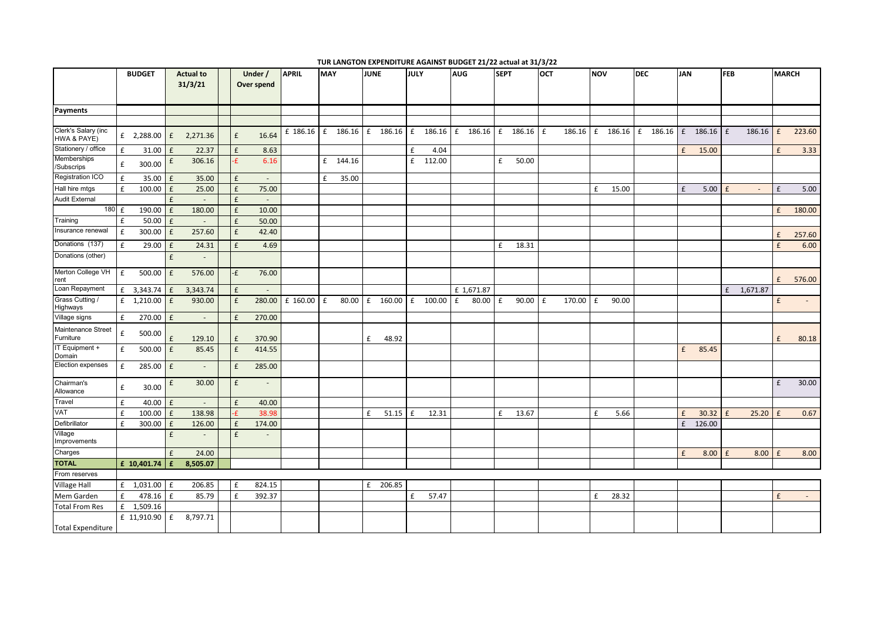# TUR LANGTON EXPENDITURE AGAINST BUDGET 21/22 actual at 31/3/22

| | BUDGET | Actual to 31/3/21 | | Under / Over spend | APRIL | MAY | JUNE | JULY | AUG | SEPT | OCT | NOV | DEC | JAN | FEB | MARCH |
|---|---|---|---|---|---|---|---|---|---|---|---|---|---|---|---|---|
| **Payments** | | | | | | | | | | | | | | | | |
| | | | | | | | | | | | | | | | | |
| Clerk's Salary (inc HWA & PAYE) | £ 2,288.00 | £ 2,271.36 | | £ 16.64 | £ 186.16 | £ 186.16 | £ 186.16 | £ 186.16 | £ 186.16 | £ 186.16 | £ 186.16 | £ 186.16 | £ 186.16 | £ 186.16 | £ 186.16 | £ 223.60 |
| Stationery / office | £ 31.00 | £ 22.37 | | £ 8.63 | | | | £ 4.04 | | | | | | £ 15.00 | | £ 3.33 |
| Memberships /Subscrips | £ 300.00 | £ 306.16 | | -£ 6.16 | | £ 144.16 | | £ 112.00 | | £ 50.00 | | | | | | |
| Registration ICO | £ 35.00 | £ 35.00 | | £ - | | £ 35.00 | | | | | | | | | | |
| Hall hire mtgs | £ 100.00 | £ 25.00 | | £ 75.00 | | | | | | | | £ 15.00 | | £ 5.00 | £ - | £ 5.00 |
| Audit External | | £ - | | £ - | | | | | | | | | | | | |
| 180 | £ 190.00 | £ 180.00 | | £ 10.00 | | | | | | | | | | | | £ 180.00 |
| Training | £ 50.00 | £ - | | £ 50.00 | | | | | | | | | | | | |
| Insurance renewal | £ 300.00 | £ 257.60 | | £ 42.40 | | | | | | | | | | | | £ 257.60 |
| Donations (137) | £ 29.00 | £ 24.31 | | £ 4.69 | | | | | | £ 18.31 | | | | | | £ 6.00 |
| Donations (other) | | £ - | | | | | | | | | | | | | | |
| Merton College VH rent | £ 500.00 | £ 576.00 | | -£ 76.00 | | | | | | | | | | | | £ 576.00 |
| Loan Repayment | £ 3,343.74 | £ 3,343.74 | | £ - | | | | | £ 1,671.87 | | | | | | £ 1,671.87 | |
| Grass Cutting / Highways | £ 1,210.00 | £ 930.00 | | £ 280.00 | £ 160.00 | £ 80.00 | £ 160.00 | £ 100.00 | £ 80.00 | £ 90.00 | £ 170.00 | £ 90.00 | | | | £ - |
| Village signs | £ 270.00 | £ - | | £ 270.00 | | | | | | | | | | | | |
| Maintenance Street Furniture | £ 500.00 | £ 129.10 | | £ 370.90 | | | £ 48.92 | | | | | | | | | £ 80.18 |
| IT Equipment + Domain | £ 500.00 | £ 85.45 | | £ 414.55 | | | | | | | | | | £ 85.45 | | |
| Election expenses | £ 285.00 | £ - | | £ 285.00 | | | | | | | | | | | | |
| Chairman's Allowance | £ 30.00 | £ 30.00 | | £ - | | | | | | | | | | | | £ 30.00 |
| Travel | £ 40.00 | £ - | | £ 40.00 | | | | | | | | | | | | |
| VAT | £ 100.00 | £ 138.98 | | -£ 38.98 | | | £ 51.15 | £ 12.31 | | £ 13.67 | | £ 5.66 | | £ 30.32 | £ 25.20 | £ 0.67 |
| Defibrillator | £ 300.00 | £ 126.00 | | £ 174.00 | | | | | | | | | | £ 126.00 | | |
| Village Improvements | | £ - | | £ - | | | | | | | | | | | | |
| Charges | | £ 24.00 | | | | | | | | | | | | £ 8.00 | £ 8.00 | £ 8.00 |
| **TOTAL** | **£ 10,401.74** | **£ 8,505.07** | | | | | | | | | | | | | | |
| From reserves | | | | | | | | | | | | | | | | |
| Village Hall | £ 1,031.00 | £ 206.85 | | £ 824.15 | | | £ 206.85 | | | | | | | | | |
| Mem Garden | £ 478.16 | £ 85.79 | | £ 392.37 | | | | £ 57.47 | | | | £ 28.32 | | | | £ - |
| Total From Res | £ 1,509.16 | | | | | | | | | | | | | | | |
| Total Expenditure | £ 11,910.90 | £ 8,797.71 | | | | | | | | | | | | | | |